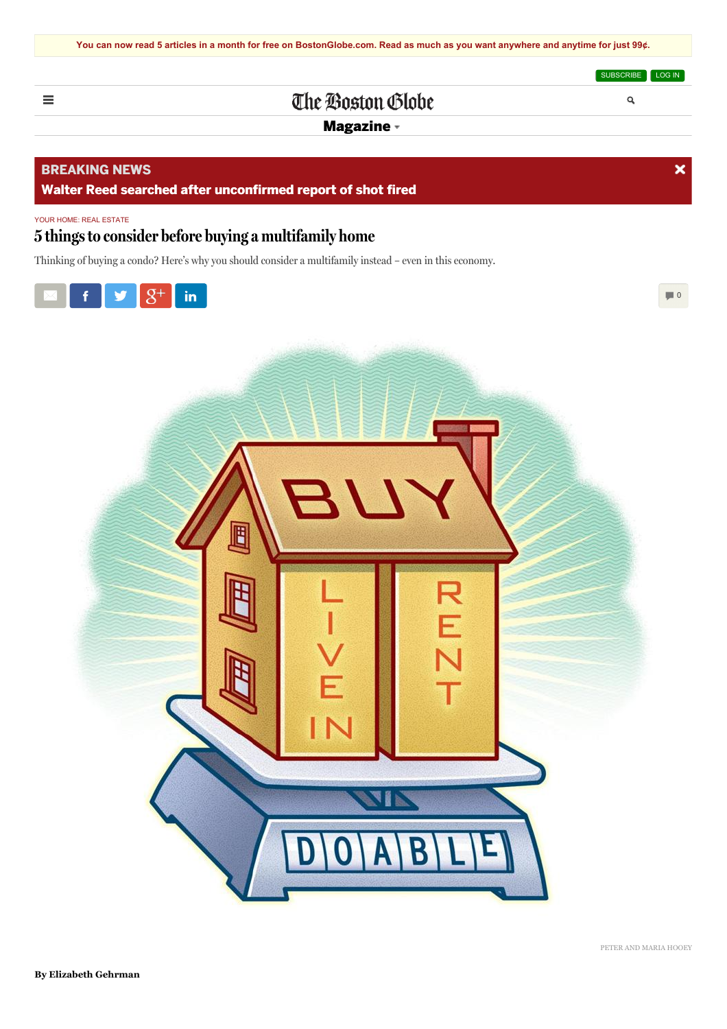You can now read 5 articles in a month for free on BostonGlobe.com. Read as much as you want anywhere and anytime for just 99¢.

SUBSCRIBE LOG IN

The Boston Globe

Magazine

**BREAKING NEWS**

**Walter Reed searched after unconfirmed report of shot fired**

YOUR HOME: REAL ESTATE

# 5 things to consider before buying a multifamily home

Thinking of buying a condo? Here's why you should consider a multifamily instead – even in this economy.

PETER AND MARIA HOOEY

**By Elizabeth Gehrman**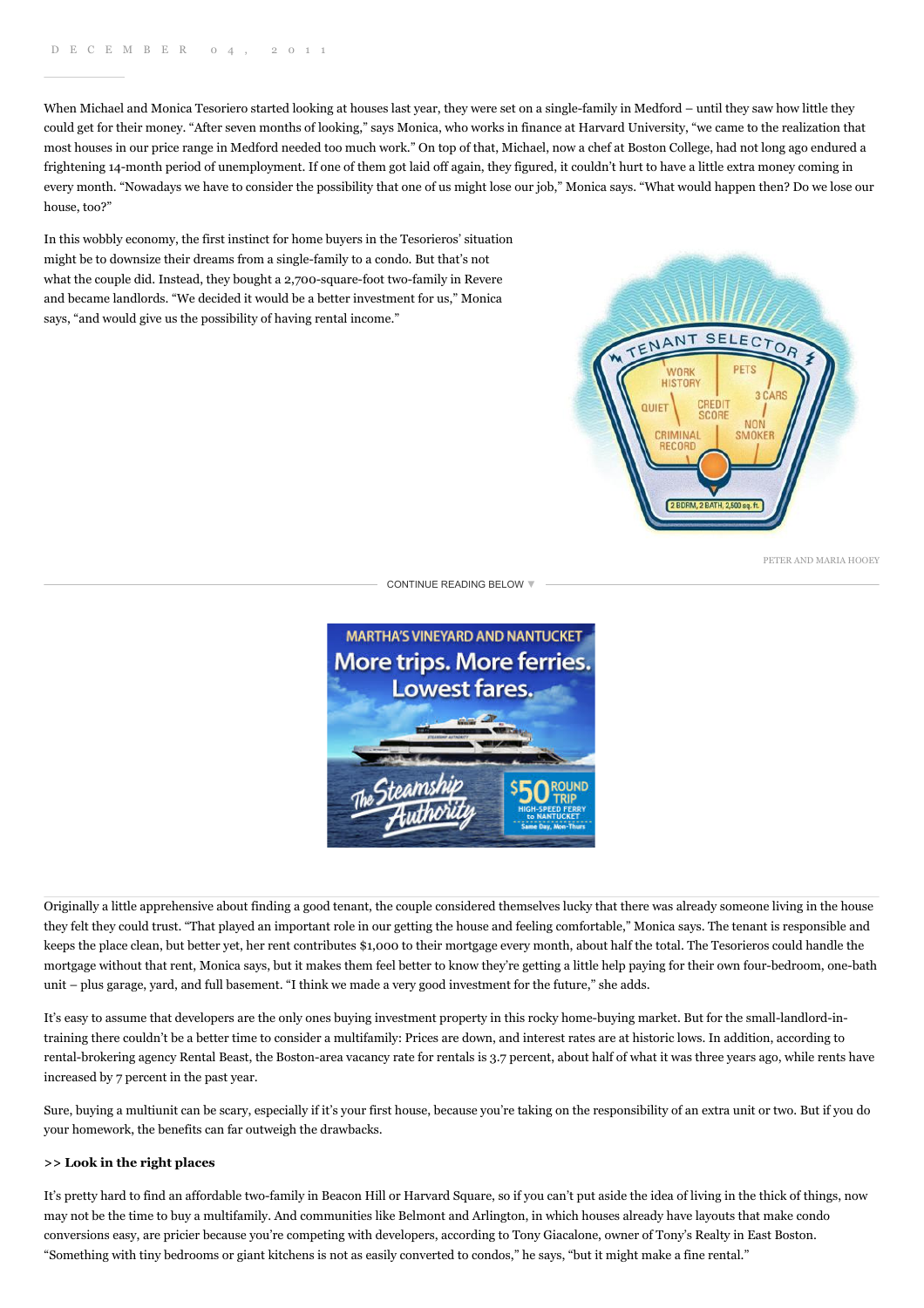DECEMBER 04, 2011

When Michael and Monica Tesoriero started looking at houses last year, they were set on a single-family in Medford – until they saw how little they could get for their money. "After seven months of looking," says Monica, who works in finance at Harvard University, "we came to the realization that most houses in our price range in Medford needed too much work." On top of that, Michael, now a chef at Boston College, had not long ago endured a frightening 14-month period of unemployment. If one of them got laid off again, they figured, it couldn't hurt to have a little extra money coming in every month. "Nowadays we have to consider the possibility that one of us might lose our job," Monica says. "What would happen then? Do we lose our house, too?"

In this wobbly economy, the first instinct for home buyers in the Tesorieros' situation might be to downsize their dreams from a single-family to a condo. But that's not what the couple did. Instead, they bought a 2,700-square-foot two-family in Revere and became landlords. "We decided it would be a better investment for us," Monica says, "and would give us the possibility of having rental income."

PETER AND MARIA HOOEY

Originally a little apprehensive about finding a good tenant, the couple considered themselves lucky that there was already someone living in the house they felt they could trust. "That played an important role in our getting the house and feeling comfortable," Monica says. The tenant is responsible and keeps the place clean, but better yet, her rent contributes $1,000 to their mortgage every month, about half the total. The Tesorieros could handle the mortgage without that rent, Monica says, but it makes them feel better to know they're getting a little help paying for their own four-bedroom, one-bath unit – plus garage, yard, and full basement. "I think we made a very good investment for the future," she adds.

It's easy to assume that developers are the only ones buying investment property in this rocky home-buying market. But for the small-landlord-in-training there couldn't be a better time to consider a multifamily: Prices are down, and interest rates are at historic lows. In addition, according to rental-brokering agency Rental Beast, the Boston-area vacancy rate for rentals is 3.7 percent, about half of what it was three years ago, while rents have increased by 7 percent in the past year.

Sure, buying a multiunit can be scary, especially if it's your first house, because you're taking on the responsibility of an extra unit or two. But if you do your homework, the benefits can far outweigh the drawbacks.

**>> Look in the right places**

It's pretty hard to find an affordable two-family in Beacon Hill or Harvard Square, so if you can't put aside the idea of living in the thick of things, now may not be the time to buy a multifamily. And communities like Belmont and Arlington, in which houses already have layouts that make condo conversions easy, are pricier because you're competing with developers, according to Tony Giacalone, owner of Tony's Realty in East Boston. "Something with tiny bedrooms or giant kitchens is not as easily converted to condos," he says, "but it might make a fine rental."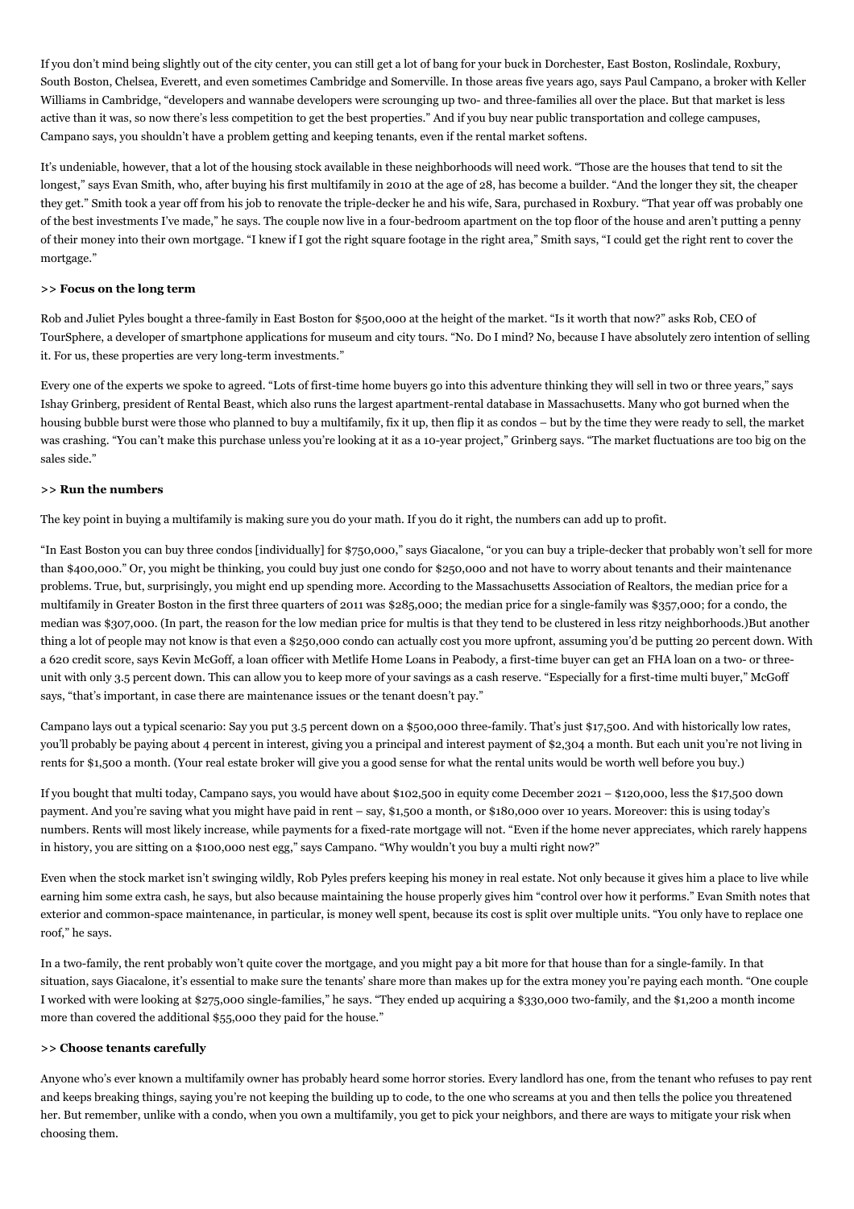If you don't mind being slightly out of the city center, you can still get a lot of bang for your buck in Dorchester, East Boston, Roslindale, Roxbury, South Boston, Chelsea, Everett, and even sometimes Cambridge and Somerville. In those areas five years ago, says Paul Campano, a broker with Keller Williams in Cambridge, "developers and wannabe developers were scrounging up two- and three-families all over the place. But that market is less active than it was, so now there's less competition to get the best properties." And if you buy near public transportation and college campuses, Campano says, you shouldn't have a problem getting and keeping tenants, even if the rental market softens.

It's undeniable, however, that a lot of the housing stock available in these neighborhoods will need work. "Those are the houses that tend to sit the longest," says Evan Smith, who, after buying his first multifamily in 2010 at the age of 28, has become a builder. "And the longer they sit, the cheaper they get." Smith took a year off from his job to renovate the triple-decker he and his wife, Sara, purchased in Roxbury. "That year off was probably one of the best investments I've made," he says. The couple now live in a four-bedroom apartment on the top floor of the house and aren't putting a penny of their money into their own mortgage. "I knew if I got the right square footage in the right area," Smith says, "I could get the right rent to cover the mortgage."

**>> Focus on the long term**

Rob and Juliet Pyles bought a three-family in East Boston for $500,000 at the height of the market. "Is it worth that now?" asks Rob, CEO of TourSphere, a developer of smartphone applications for museum and city tours. "No. Do I mind? No, because I have absolutely zero intention of selling it. For us, these properties are very long-term investments."

Every one of the experts we spoke to agreed. "Lots of first-time home buyers go into this adventure thinking they will sell in two or three years," says Ishay Grinberg, president of Rental Beast, which also runs the largest apartment-rental database in Massachusetts. Many who got burned when the housing bubble burst were those who planned to buy a multifamily, fix it up, then flip it as condos – but by the time they were ready to sell, the market was crashing. "You can't make this purchase unless you're looking at it as a 10-year project," Grinberg says. "The market fluctuations are too big on the sales side."

**>> Run the numbers**

The key point in buying a multifamily is making sure you do your math. If you do it right, the numbers can add up to profit.

"In East Boston you can buy three condos [individually] for $750,000," says Giacalone, "or you can buy a triple-decker that probably won't sell for more than $400,000." Or, you might be thinking, you could buy just one condo for $250,000 and not have to worry about tenants and their maintenance problems. True, but, surprisingly, you might end up spending more. According to the Massachusetts Association of Realtors, the median price for a multifamily in Greater Boston in the first three quarters of 2011 was $285,000; the median price for a single-family was $357,000; for a condo, the median was $307,000. (In part, the reason for the low median price for multis is that they tend to be clustered in less ritzy neighborhoods.)But another thing a lot of people may not know is that even a $250,000 condo can actually cost you more upfront, assuming you'd be putting 20 percent down. With a 620 credit score, says Kevin McGoff, a loan officer with Metlife Home Loans in Peabody, a first-time buyer can get an FHA loan on a two- or three-unit with only 3.5 percent down. This can allow you to keep more of your savings as a cash reserve. "Especially for a first-time multi buyer," McGoff says, "that's important, in case there are maintenance issues or the tenant doesn't pay."

Campano lays out a typical scenario: Say you put 3.5 percent down on a $500,000 three-family. That's just $17,500. And with historically low rates, you'll probably be paying about 4 percent in interest, giving you a principal and interest payment of $2,304 a month. But each unit you're not living in rents for $1,500 a month. (Your real estate broker will give you a good sense for what the rental units would be worth well before you buy.)

If you bought that multi today, Campano says, you would have about $102,500 in equity come December 2021 – $120,000, less the $17,500 down payment. And you're saving what you might have paid in rent – say, $1,500 a month, or $180,000 over 10 years. Moreover: this is using today's numbers. Rents will most likely increase, while payments for a fixed-rate mortgage will not. "Even if the home never appreciates, which rarely happens in history, you are sitting on a $100,000 nest egg," says Campano. "Why wouldn't you buy a multi right now?"

Even when the stock market isn't swinging wildly, Rob Pyles prefers keeping his money in real estate. Not only because it gives him a place to live while earning him some extra cash, he says, but also because maintaining the house properly gives him "control over how it performs." Evan Smith notes that exterior and common-space maintenance, in particular, is money well spent, because its cost is split over multiple units. "You only have to replace one roof," he says.

In a two-family, the rent probably won't quite cover the mortgage, and you might pay a bit more for that house than for a single-family. In that situation, says Giacalone, it's essential to make sure the tenants' share more than makes up for the extra money you're paying each month. "One couple I worked with were looking at $275,000 single-families," he says. "They ended up acquiring a $330,000 two-family, and the $1,200 a month income more than covered the additional $55,000 they paid for the house."

**>> Choose tenants carefully**

Anyone who's ever known a multifamily owner has probably heard some horror stories. Every landlord has one, from the tenant who refuses to pay rent and keeps breaking things, saying you're not keeping the building up to code, to the one who screams at you and then tells the police you threatened her. But remember, unlike with a condo, when you own a multifamily, you get to pick your neighbors, and there are ways to mitigate your risk when choosing them.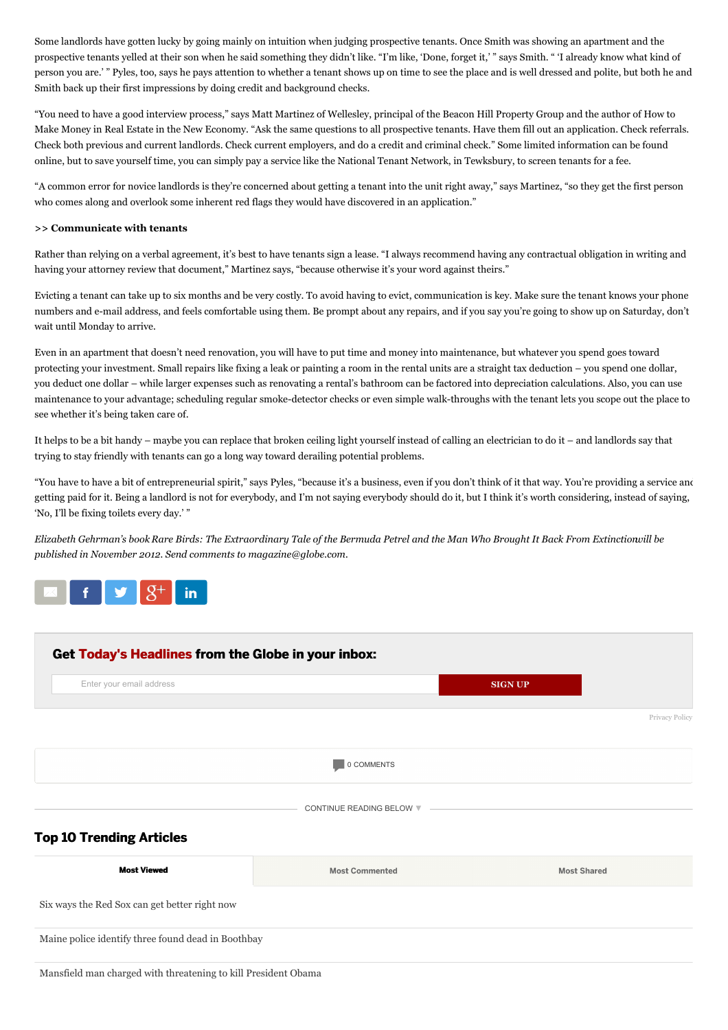Some landlords have gotten lucky by going mainly on intuition when judging prospective tenants. Once Smith was showing an apartment and the prospective tenants yelled at their son when he said something they didn't like. "I'm like, 'Done, forget it,' " says Smith. " 'I already know what kind of person you are.' " Pyles, too, says he pays attention to whether a tenant shows up on time to see the place and is well dressed and polite, but both he and Smith back up their first impressions by doing credit and background checks.

"You need to have a good interview process," says Matt Martinez of Wellesley, principal of the Beacon Hill Property Group and the author of How to Make Money in Real Estate in the New Economy. "Ask the same questions to all prospective tenants. Have them fill out an application. Check referrals. Check both previous and current landlords. Check current employers, and do a credit and criminal check." Some limited information can be found online, but to save yourself time, you can simply pay a service like the National Tenant Network, in Tewksbury, to screen tenants for a fee.

"A common error for novice landlords is they're concerned about getting a tenant into the unit right away," says Martinez, "so they get the first person who comes along and overlook some inherent red flags they would have discovered in an application."

**>> Communicate with tenants**

Rather than relying on a verbal agreement, it's best to have tenants sign a lease. "I always recommend having any contractual obligation in writing and having your attorney review that document," Martinez says, "because otherwise it's your word against theirs."

Evicting a tenant can take up to six months and be very costly. To avoid having to evict, communication is key. Make sure the tenant knows your phone numbers and e-mail address, and feels comfortable using them. Be prompt about any repairs, and if you say you're going to show up on Saturday, don't wait until Monday to arrive.

Even in an apartment that doesn't need renovation, you will have to put time and money into maintenance, but whatever you spend goes toward protecting your investment. Small repairs like fixing a leak or painting a room in the rental units are a straight tax deduction – you spend one dollar, you deduct one dollar – while larger expenses such as renovating a rental's bathroom can be factored into depreciation calculations. Also, you can use maintenance to your advantage; scheduling regular smoke-detector checks or even simple walk-throughs with the tenant lets you scope out the place to see whether it's being taken care of.

It helps to be a bit handy – maybe you can replace that broken ceiling light yourself instead of calling an electrician to do it – and landlords say that trying to stay friendly with tenants can go a long way toward derailing potential problems.

"You have to have a bit of entrepreneurial spirit," says Pyles, "because it's a business, even if you don't think of it that way. You're providing a service and getting paid for it. Being a landlord is not for everybody, and I'm not saying everybody should do it, but I think it's worth considering, instead of saying, 'No, I'll be fixing toilets every day.' "

*Elizabeth Gehrman's book Rare Birds: The Extraordinary Tale of the Bermuda Petrel and the Man Who Brought It Back From Extinctionwill be published in November 2012. Send comments to magazine@globe.com.*

**Get Today's Headlines from the Globe in your inbox:**

Enter your email address | SIGN UP

Privacy Policy

0 COMMENTS

CONTINUE READING BELOW ▼

## Top 10 Trending Articles

| Most Viewed | Most Commented | Most Shared |
|---|---|---|

Six ways the Red Sox can get better right now

Maine police identify three found dead in Boothbay

Mansfield man charged with threatening to kill President Obama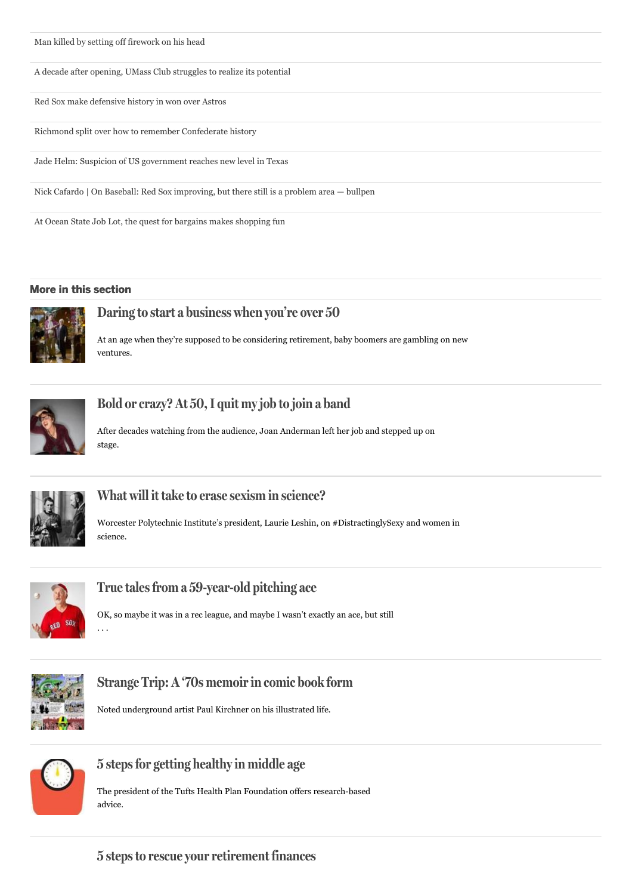Man killed by setting off firework on his head

A decade after opening, UMass Club struggles to realize its potential

Red Sox make defensive history in won over Astros

Richmond split over how to remember Confederate history

Jade Helm: Suspicion of US government reaches new level in Texas

Nick Cafardo | On Baseball: Red Sox improving, but there still is a problem area — bullpen

At Ocean State Job Lot, the quest for bargains makes shopping fun

## More in this section

### Daring to start a business when you're over 50

At an age when they're supposed to be considering retirement, baby boomers are gambling on new ventures.

### Bold or crazy? At 50, I quit my job to join a band

After decades watching from the audience, Joan Anderman left her job and stepped up on stage.

### What will it take to erase sexism in science?

Worcester Polytechnic Institute's president, Laurie Leshin, on #DistractinglySexy and women in science.

### True tales from a 59-year-old pitching ace

OK, so maybe it was in a rec league, and maybe I wasn't exactly an ace, but still . . .

### Strange Trip: A '70s memoir in comic book form

Noted underground artist Paul Kirchner on his illustrated life.

### 5 steps for getting healthy in middle age

The president of the Tufts Health Plan Foundation offers research-based advice.

### 5 steps to rescue your retirement finances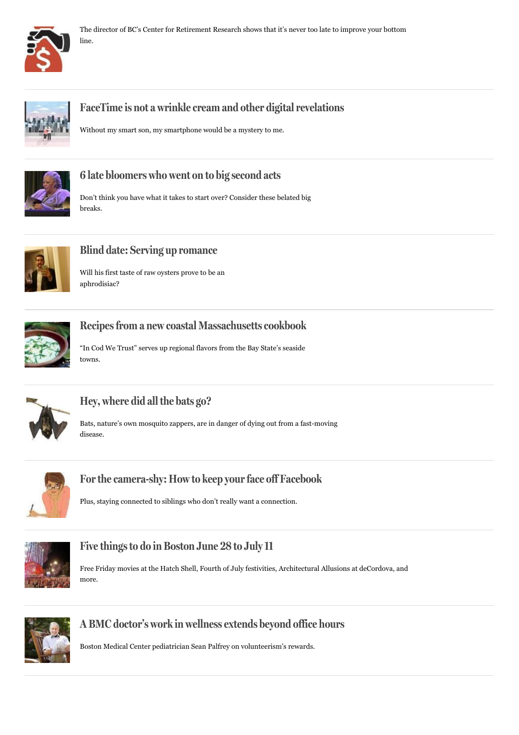The director of BC's Center for Retirement Research shows that it's never too late to improve your bottom line.

---

### FaceTime is not a wrinkle cream and other digital revelations

Without my smart son, my smartphone would be a mystery to me.

---

### 6 late bloomers who went on to big second acts

Don't think you have what it takes to start over? Consider these belated big breaks.

---

### Blind date: Serving up romance

Will his first taste of raw oysters prove to be an aphrodisiac?

---

### Recipes from a new coastal Massachusetts cookbook

"In Cod We Trust" serves up regional flavors from the Bay State's seaside towns.

---

### Hey, where did all the bats go?

Bats, nature's own mosquito zappers, are in danger of dying out from a fast-moving disease.

---

### For the camera-shy: How to keep your face off Facebook

Plus, staying connected to siblings who don't really want a connection.

---

### Five things to do in Boston June 28 to July 11

Free Friday movies at the Hatch Shell, Fourth of July festivities, Architectural Allusions at deCordova, and more.

---

### A BMC doctor's work in wellness extends beyond office hours

Boston Medical Center pediatrician Sean Palfrey on volunteerism's rewards.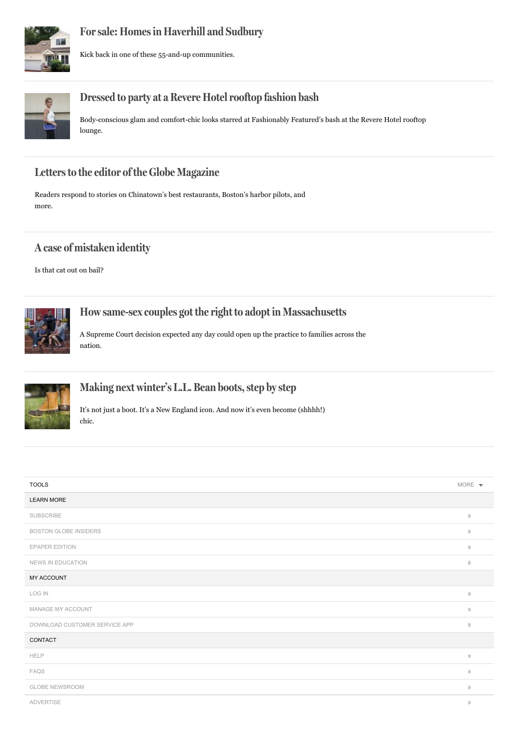## For sale: Homes in Haverhill and Sudbury

Kick back in one of these 55-and-up communities.

## Dressed to party at a Revere Hotel rooftop fashion bash

Body-conscious glam and comfort-chic looks starred at Fashionably Featured's bash at the Revere Hotel rooftop lounge.

## Letters to the editor of the Globe Magazine

Readers respond to stories on Chinatown's best restaurants, Boston's harbor pilots, and more.

## A case of mistaken identity

Is that cat out on bail?

## How same-sex couples got the right to adopt in Massachusetts

A Supreme Court decision expected any day could open up the practice to families across the nation.

## Making next winter's L.L. Bean boots, step by step

It's not just a boot. It's a New England icon. And now it's even become (shhhh!) chic.

TOOLS MORE

LEARN MORE

- SUBSCRIBE
- BOSTON GLOBE INSIDERS
- EPAPER EDITION
- NEWS IN EDUCATION

MY ACCOUNT

- LOG IN
- MANAGE MY ACCOUNT
- DOWNLOAD CUSTOMER SERVICE APP

CONTACT

- HELP
- FAQS
- GLOBE NEWSROOM
- ADVERTISE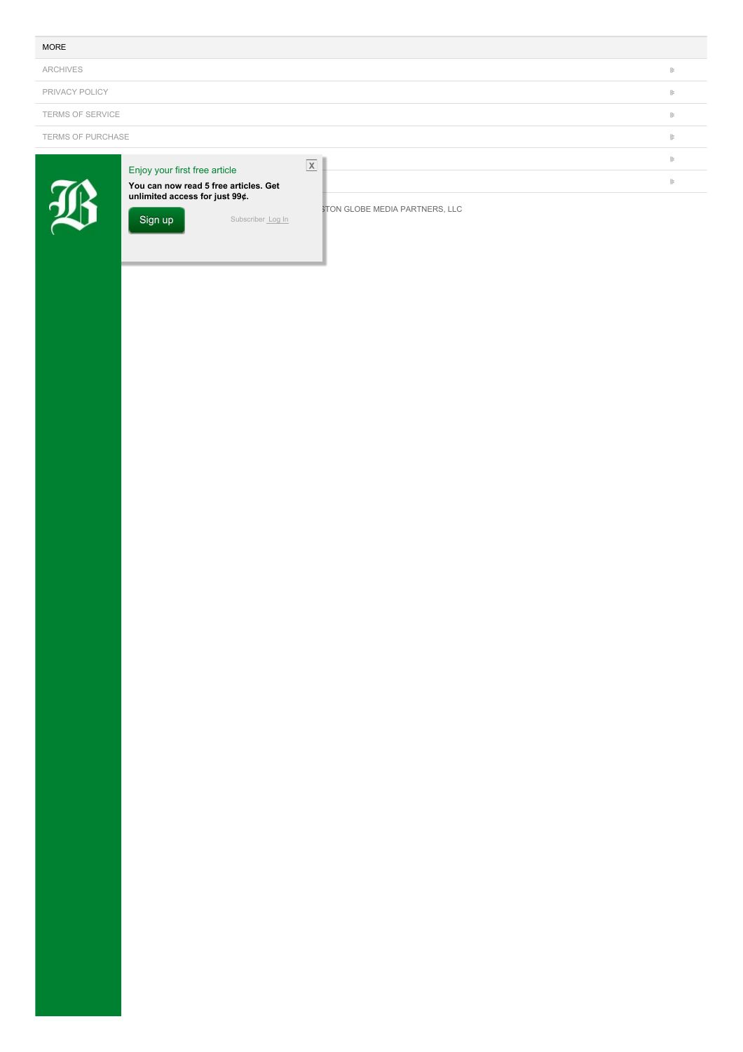MORE

ARCHIVES

PRIVACY POLICY

TERMS OF SERVICE

TERMS OF PURCHASE

STON GLOBE MEDIA PARTNERS, LLC